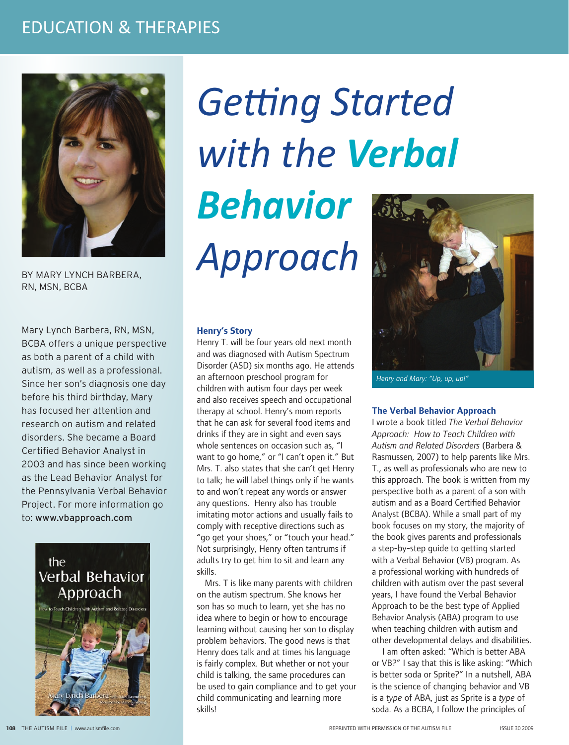# Getting Started with the Verbal Behavior Approach

BY MARY LYNCH BARBERA, RN, MSN, BCBA

Mary Lynch Barbera, RN, MSN, BCBA offers a unique perspective as both a parent of a child with autism, as well as a professional. Since her son's diagnosis one day before his third birthday, Mary has focused her attention and research on autism and related disorders. She became a Board Certified Behavior Analyst in 2003 and has since been working as the Lead Behavior Analyst for the Pennsylvania Verbal Behavior Project. For more information go to: www.vbapproach.com

### Henry's Story

Henry T. will be four years old next month and was diagnosed with Autism Spectrum Disorder (ASD) six months ago. He attends an afternoon preschool program for children with autism four days per week and also receives speech and occupational therapy at school. Henry's mom reports that he can ask for several food items and drinks if they are in sight and even says whole sentences on occasion such as, "I want to go home," or "I can't open it." But Mrs. T. also states that she can't get Henry to talk; he will label things only if he wants to and won't repeat any words or answer any questions. Henry also has trouble imitating motor actions and usually fails to comply with receptive directions such as "go get your shoes," or "touch your head." Not surprisingly, Henry often tantrums if adults try to get him to sit and learn any skills.

Mrs. T is like many parents with children on the autism spectrum. She knows her son has so much to learn, yet she has no idea where to begin or how to encourage learning without causing her son to display problem behaviors. The good news is that Henry does talk and at times his language is fairly complex. But whether or not your child is talking, the same procedures can be used to gain compliance and to get your child communicating and learning more skills!

*Henry and Mary: "Up, up, up!"*

### The Verbal Behavior Approach

I wrote a book titled *The Verbal Behavior Approach: How to Teach Children with Autism and Related Disorders* (Barbera & Rasmussen, 2007) to help parents like Mrs. T., as well as professionals who are new to this approach. The book is written from my perspective both as a parent of a son with autism and as a Board Certified Behavior Analyst (BCBA). While a small part of my book focuses on my story, the majority of the book gives parents and professionals a step-by-step guide to getting started with a Verbal Behavior (VB) program. As a professional working with hundreds of children with autism over the past several years, I have found the Verbal Behavior Approach to be the best type of Applied Behavior Analysis (ABA) program to use when teaching children with autism and other developmental delays and disabilities.

I am often asked: "Which is better ABA or VB?" I say that this is like asking: "Which is better soda or Sprite?" In a nutshell, ABA is the science of changing behavior and VB is a *type* of ABA, just as Sprite is a *type* of soda. As a BCBA, I follow the principles of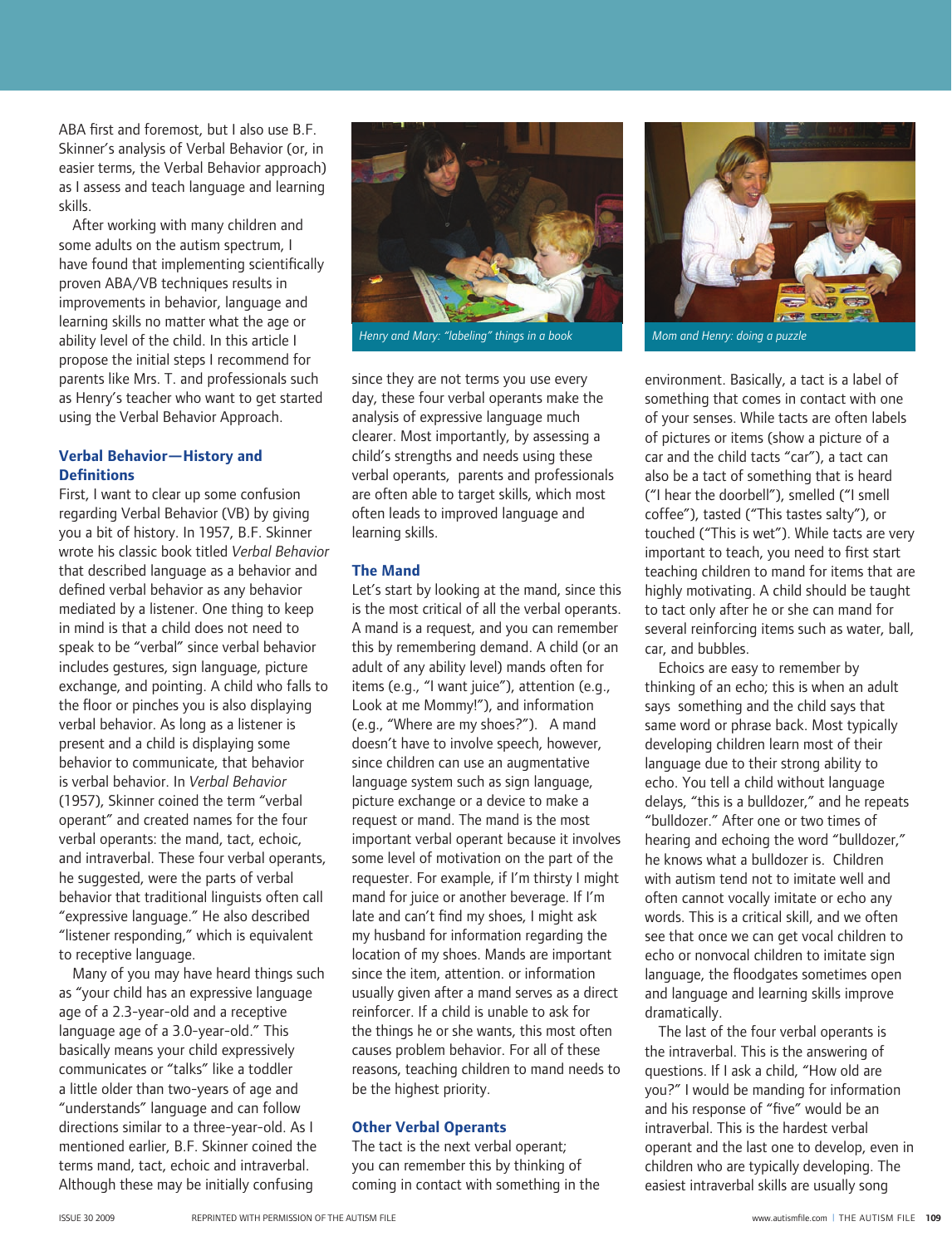ABA first and foremost, but I also use B.F. Skinner's analysis of Verbal Behavior (or, in easier terms, the Verbal Behavior approach) as I assess and teach language and learning skills.

After working with many children and some adults on the autism spectrum, I have found that implementing scientifically proven ABA/VB techniques results in improvements in behavior, language and learning skills no matter what the age or ability level of the child. In this article I propose the initial steps I recommend for parents like Mrs. T. and professionals such as Henry's teacher who want to get started using the Verbal Behavior Approach.

### Verbal Behavior—History and Definitions

First, I want to clear up some confusion regarding Verbal Behavior (VB) by giving you a bit of history. In 1957, B.F. Skinner wrote his classic book titled *Verbal Behavior* that described language as a behavior and defined verbal behavior as any behavior mediated by a listener. One thing to keep in mind is that a child does not need to speak to be "verbal" since verbal behavior includes gestures, sign language, picture exchange, and pointing. A child who falls to the floor or pinches you is also displaying verbal behavior. As long as a listener is present and a child is displaying some behavior to communicate, that behavior is verbal behavior. In *Verbal Behavior* (1957), Skinner coined the term "verbal operant" and created names for the four verbal operants: the mand, tact, echoic, and intraverbal. These four verbal operants, he suggested, were the parts of verbal behavior that traditional linguists often call "expressive language." He also described "listener responding," which is equivalent to receptive language.

Many of you may have heard things such as "your child has an expressive language age of a 2.3-year-old and a receptive language age of a 3.0-year-old." This basically means your child expressively communicates or "talks" like a toddler a little older than two-years of age and "understands" language and can follow directions similar to a three-year-old. As I mentioned earlier, B.F. Skinner coined the terms mand, tact, echoic and intraverbal. Although these may be initially confusing since they are not terms you use every day, these four verbal operants make the analysis of expressive language much clearer. Most importantly, by assessing a child's strengths and needs using these verbal operants, parents and professionals are often able to target skills, which most often leads to improved language and learning skills.

Henry and Mary: "labeling" things in a book

Mom and Henry: doing a puzzle

### The Mand

Let's start by looking at the mand, since this is the most critical of all the verbal operants. A mand is a request, and you can remember this by remembering demand. A child (or an adult of any ability level) mands often for items (e.g., "I want juice"), attention (e.g., Look at me Mommy!"), and information (e.g., "Where are my shoes?"). A mand doesn't have to involve speech, however, since children can use an augmentative language system such as sign language, picture exchange or a device to make a request or mand. The mand is the most important verbal operant because it involves some level of motivation on the part of the requester. For example, if I'm thirsty I might mand for juice or another beverage. If I'm late and can't find my shoes, I might ask my husband for information regarding the location of my shoes. Mands are important since the item, attention. or information usually given after a mand serves as a direct reinforcer. If a child is unable to ask for the things he or she wants, this most often causes problem behavior. For all of these reasons, teaching children to mand needs to be the highest priority.

### Other Verbal Operants

The tact is the next verbal operant; you can remember this by thinking of coming in contact with something in the environment. Basically, a tact is a label of something that comes in contact with one of your senses. While tacts are often labels of pictures or items (show a picture of a car and the child tacts "car"), a tact can also be a tact of something that is heard ("I hear the doorbell"), smelled ("I smell coffee"), tasted ("This tastes salty"), or touched ("This is wet"). While tacts are very important to teach, you need to first start teaching children to mand for items that are highly motivating. A child should be taught to tact only after he or she can mand for several reinforcing items such as water, ball, car, and bubbles.

Echoics are easy to remember by thinking of an echo; this is when an adult says something and the child says that same word or phrase back. Most typically developing children learn most of their language due to their strong ability to echo. You tell a child without language delays, "this is a bulldozer," and he repeats "bulldozer." After one or two times of hearing and echoing the word "bulldozer," he knows what a bulldozer is. Children with autism tend not to imitate well and often cannot vocally imitate or echo any words. This is a critical skill, and we often see that once we can get vocal children to echo or nonvocal children to imitate sign language, the floodgates sometimes open and language and learning skills improve dramatically.

The last of the four verbal operants is the intraverbal. This is the answering of questions. If I ask a child, "How old are you?" I would be manding for information and his response of "five" would be an intraverbal. This is the hardest verbal operant and the last one to develop, even in children who are typically developing. The easiest intraverbal skills are usually song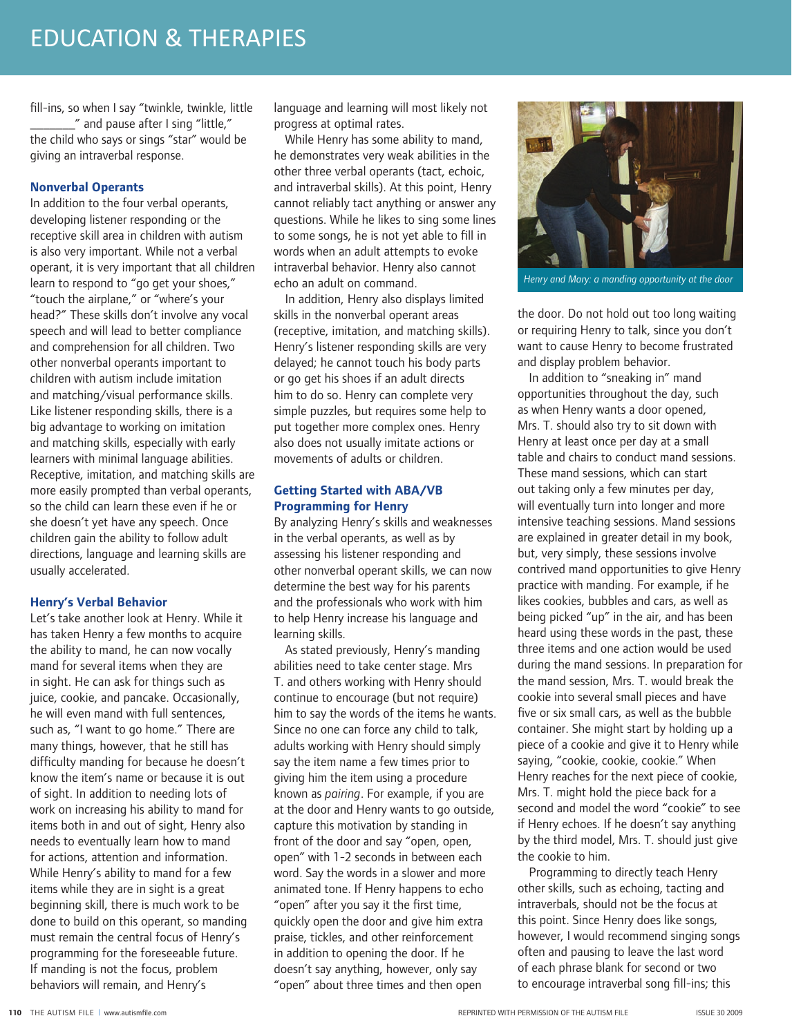fill-ins, so when I say "twinkle, twinkle, little _______" and pause after I sing "little," the child who says or sings "star" would be giving an intraverbal response.

### Nonverbal Operants

In addition to the four verbal operants, developing listener responding or the receptive skill area in children with autism is also very important. While not a verbal operant, it is very important that all children learn to respond to "go get your shoes," "touch the airplane," or "where's your head?" These skills don't involve any vocal speech and will lead to better compliance and comprehension for all children. Two other nonverbal operants important to children with autism include imitation and matching/visual performance skills. Like listener responding skills, there is a big advantage to working on imitation and matching skills, especially with early learners with minimal language abilities. Receptive, imitation, and matching skills are more easily prompted than verbal operants, so the child can learn these even if he or she doesn't yet have any speech. Once children gain the ability to follow adult directions, language and learning skills are usually accelerated.

### Henry's Verbal Behavior

Let's take another look at Henry. While it has taken Henry a few months to acquire the ability to mand, he can now vocally mand for several items when they are in sight. He can ask for things such as juice, cookie, and pancake. Occasionally, he will even mand with full sentences, such as, "I want to go home." There are many things, however, that he still has difficulty manding for because he doesn't know the item's name or because it is out of sight. In addition to needing lots of work on increasing his ability to mand for items both in and out of sight, Henry also needs to eventually learn how to mand for actions, attention and information. While Henry's ability to mand for a few items while they are in sight is a great beginning skill, there is much work to be done to build on this operant, so manding must remain the central focus of Henry's programming for the foreseeable future. If manding is not the focus, problem behaviors will remain, and Henry's language and learning will most likely not progress at optimal rates.

While Henry has some ability to mand, he demonstrates very weak abilities in the other three verbal operants (tact, echoic, and intraverbal skills). At this point, Henry cannot reliably tact anything or answer any questions. While he likes to sing some lines to some songs, he is not yet able to fill in words when an adult attempts to evoke intraverbal behavior. Henry also cannot echo an adult on command.

In addition, Henry also displays limited skills in the nonverbal operant areas (receptive, imitation, and matching skills). Henry's listener responding skills are very delayed; he cannot touch his body parts or go get his shoes if an adult directs him to do so. Henry can complete very simple puzzles, but requires some help to put together more complex ones. Henry also does not usually imitate actions or movements of adults or children.

### Getting Started with ABA/VB Programming for Henry

By analyzing Henry's skills and weaknesses in the verbal operants, as well as by assessing his listener responding and other nonverbal operant skills, we can now determine the best way for his parents and the professionals who work with him to help Henry increase his language and learning skills.

As stated previously, Henry's manding abilities need to take center stage. Mrs T. and others working with Henry should continue to encourage (but not require) him to say the words of the items he wants. Since no one can force any child to talk, adults working with Henry should simply say the item name a few times prior to giving him the item using a procedure known as *pairing*. For example, if you are at the door and Henry wants to go outside, capture this motivation by standing in front of the door and say "open, open, open" with 1-2 seconds in between each word. Say the words in a slower and more animated tone. If Henry happens to echo "open" after you say it the first time, quickly open the door and give him extra praise, tickles, and other reinforcement in addition to opening the door. If he doesn't say anything, however, only say "open" about three times and then open the door. Do not hold out too long waiting or requiring Henry to talk, since you don't want to cause Henry to become frustrated and display problem behavior.

*Henry and Mary: a manding opportunity at the door*

In addition to "sneaking in" mand opportunities throughout the day, such as when Henry wants a door opened, Mrs. T. should also try to sit down with Henry at least once per day at a small table and chairs to conduct mand sessions. These mand sessions, which can start out taking only a few minutes per day, will eventually turn into longer and more intensive teaching sessions. Mand sessions are explained in greater detail in my book, but, very simply, these sessions involve contrived mand opportunities to give Henry practice with manding. For example, if he likes cookies, bubbles and cars, as well as being picked "up" in the air, and has been heard using these words in the past, these three items and one action would be used during the mand sessions. In preparation for the mand session, Mrs. T. would break the cookie into several small pieces and have five or six small cars, as well as the bubble container. She might start by holding up a piece of a cookie and give it to Henry while saying, "cookie, cookie, cookie." When Henry reaches for the next piece of cookie, Mrs. T. might hold the piece back for a second and model the word "cookie" to see if Henry echoes. If he doesn't say anything by the third model, Mrs. T. should just give the cookie to him.

Programming to directly teach Henry other skills, such as echoing, tacting and intraverbals, should not be the focus at this point. Since Henry does like songs, however, I would recommend singing songs often and pausing to leave the last word of each phrase blank for second or two to encourage intraverbal song fill-ins; this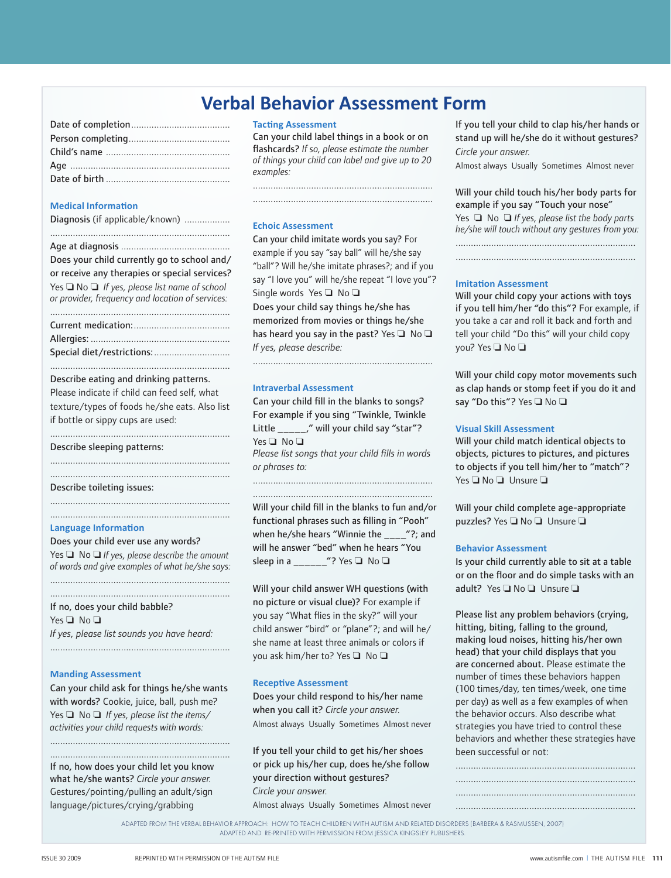# Verbal Behavior Assessment Form

Date of completion ......................................

Person completing ......................................

Child's name ......................................

Age ......................................

Date of birth ......................................

## Medical Information

Diagnosis (if applicable/known) ..................

......................................................................

Age at diagnosis ..........................................

Does your child currently go to school and/or receive any therapies or special services?

Yes ❑ No ❑ *If yes, please list name of school or provider, frequency and location of services:*

......................................................................

Current medication: ......................................

Allergies: ......................................................

Special diet/restrictions: .............................

......................................................................

Describe eating and drinking patterns. Please indicate if child can feed self, what texture/types of foods he/she eats. Also list if bottle or sippy cups are used:

......................................................................

Describe sleeping patterns:

......................................................................

......................................................................

Describe toileting issues:

......................................................................

......................................................................

## Language Information

Does your child ever use any words?

Yes ❑ No ❑ *If yes, please describe the amount of words and give examples of what he/she says:*

......................................................................

......................................................................

If no, does your child babble?

Yes ❑ No ❑

*If yes, please list sounds you have heard:*

......................................................................

## Manding Assessment

Can your child ask for things he/she wants with words? Cookie, juice, ball, push me?

Yes ❑ No ❑ *If yes, please list the items/activities your child requests with words:*

......................................................................

......................................................................

If no, how does your child let you know what he/she wants? *Circle your answer.*

Gestures/pointing/pulling an adult/sign language/pictures/crying/grabbing

## Tacting Assessment

Can your child label things in a book or on flashcards? *If so, please estimate the number of things your child can label and give up to 20 examples:*

......................................................................

......................................................................

## Echoic Assessment

Can your child imitate words you say? For example if you say "say ball" will he/she say "ball"? Will he/she imitate phrases?; and if you say "I love you" will he/she repeat "I love you"?

Single words Yes ❑ No ❑

Does your child say things he/she has memorized from movies or things he/she has heard you say in the past? Yes ❑ No ❑

*If yes, please describe:*

......................................................................

## Intraverbal Assessment

Can your child fill in the blanks to songs? For example if you sing "Twinkle, Twinkle Little _____," will your child say "star"?

Yes ❑ No ❑

*Please list songs that your child fills in words or phrases to:*

......................................................................

......................................................................

Will your child fill in the blanks to fun and/or functional phrases such as filling in "Pooh" when he/she hears "Winnie the ____"?; and will he answer "bed" when he hears "You sleep in a ______"? Yes ❑ No ❑

Will your child answer WH questions (with no picture or visual clue)? For example if you say "What flies in the sky?" will your child answer "bird" or "plane"?; and will he/she name at least three animals or colors if you ask him/her to? Yes ❑ No ❑

## Receptive Assessment

Does your child respond to his/her name when you call it? *Circle your answer.*

Almost always Usually Sometimes Almost never

If you tell your child to get his/her shoes or pick up his/her cup, does he/she follow your direction without gestures?

*Circle your answer.*

Almost always Usually Sometimes Almost never

If you tell your child to clap his/her hands or stand up will he/she do it without gestures?

*Circle your answer.*

Almost always Usually Sometimes Almost never

Will your child touch his/her body parts for example if you say "Touch your nose"

Yes ❑ No ❑ *If yes, please list the body parts he/she will touch without any gestures from you:*

......................................................................

......................................................................

## Imitation Assessment

Will your child copy your actions with toys if you tell him/her "do this"? For example, if you take a car and roll it back and forth and tell your child "Do this" will your child copy you? Yes ❑ No ❑

Will your child copy motor movements such as clap hands or stomp feet if you do it and say "Do this"? Yes ❑ No ❑

## Visual Skill Assessment

Will your child match identical objects to objects, pictures to pictures, and pictures to objects if you tell him/her to "match"?

Yes ❑ No ❑ Unsure ❑

Will your child complete age-appropriate puzzles? Yes ❑ No ❑ Unsure ❑

## Behavior Assessment

Is your child currently able to sit at a table or on the floor and do simple tasks with an adult? Yes ❑ No ❑ Unsure ❑

Please list any problem behaviors (crying, hitting, biting, falling to the ground, making loud noises, hitting his/her own head) that your child displays that you are concerned about. Please estimate the number of times these behaviors happen (100 times/day, ten times/week, one time per day) as well as a few examples of when the behavior occurs. Also describe what strategies you have tried to control these behaviors and whether these strategies have been successful or not:

......................................................................

......................................................................

......................................................................

......................................................................

ADAPTED FROM THE VERBAL BEHAVIOR APPROACH: HOW TO TEACH CHILDREN WITH AUTISM AND RELATED DISORDERS (BARBERA & RASMUSSEN, 2007) ADAPTED AND RE-PRINTED WITH PERMISSION FROM JESSICA KINGSLEY PUBLISHERS.

REPRINTED WITH PERMISSION OF THE AUTISM FILE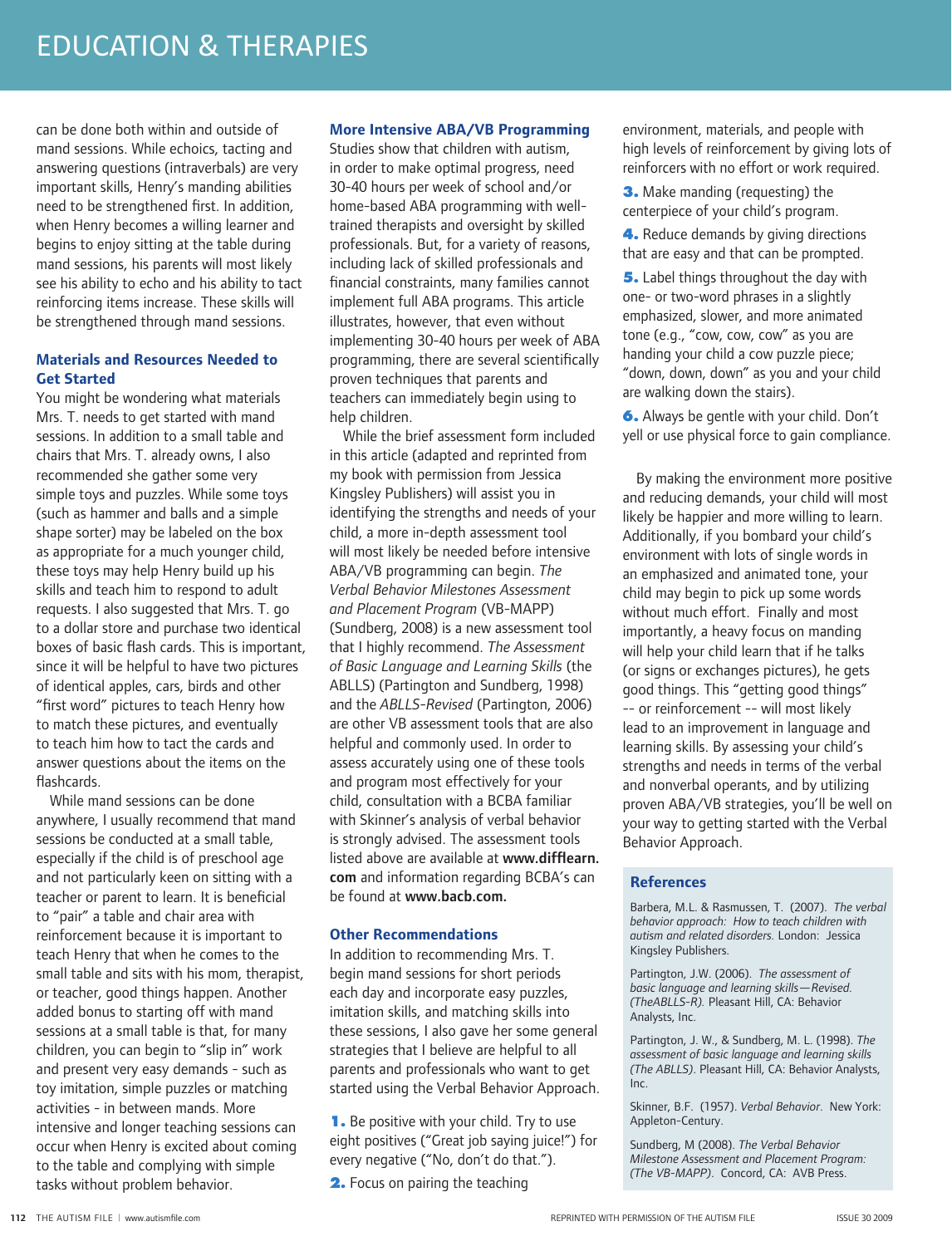can be done both within and outside of mand sessions. While echoics, tacting and answering questions (intraverbals) are very important skills, Henry's manding abilities need to be strengthened first. In addition, when Henry becomes a willing learner and begins to enjoy sitting at the table during mand sessions, his parents will most likely see his ability to echo and his ability to tact reinforcing items increase. These skills will be strengthened through mand sessions.

### Materials and Resources Needed to Get Started

You might be wondering what materials Mrs. T. needs to get started with mand sessions. In addition to a small table and chairs that Mrs. T. already owns, I also recommended she gather some very simple toys and puzzles. While some toys (such as hammer and balls and a simple shape sorter) may be labeled on the box as appropriate for a much younger child, these toys may help Henry build up his skills and teach him to respond to adult requests. I also suggested that Mrs. T. go to a dollar store and purchase two identical boxes of basic flash cards. This is important, since it will be helpful to have two pictures of identical apples, cars, birds and other "first word" pictures to teach Henry how to match these pictures, and eventually to teach him how to tact the cards and answer questions about the items on the flashcards.

While mand sessions can be done anywhere, I usually recommend that mand sessions be conducted at a small table, especially if the child is of preschool age and not particularly keen on sitting with a teacher or parent to learn. It is beneficial to "pair" a table and chair area with reinforcement because it is important to teach Henry that when he comes to the small table and sits with his mom, therapist, or teacher, good things happen. Another added bonus to starting off with mand sessions at a small table is that, for many children, you can begin to "slip in" work and present very easy demands - such as toy imitation, simple puzzles or matching activities - in between mands. More intensive and longer teaching sessions can occur when Henry is excited about coming to the table and complying with simple tasks without problem behavior.

### More Intensive ABA/VB Programming

Studies show that children with autism, in order to make optimal progress, need 30-40 hours per week of school and/or home-based ABA programming with well-trained therapists and oversight by skilled professionals. But, for a variety of reasons, including lack of skilled professionals and financial constraints, many families cannot implement full ABA programs. This article illustrates, however, that even without implementing 30-40 hours per week of ABA programming, there are several scientifically proven techniques that parents and teachers can immediately begin using to help children.

While the brief assessment form included in this article (adapted and reprinted from my book with permission from Jessica Kingsley Publishers) will assist you in identifying the strengths and needs of your child, a more in-depth assessment tool will most likely be needed before intensive ABA/VB programming can begin. *The Verbal Behavior Milestones Assessment and Placement Program* (VB-MAPP) (Sundberg, 2008) is a new assessment tool that I highly recommend. *The Assessment of Basic Language and Learning Skills* (the ABLLS) (Partington and Sundberg, 1998) and the *ABLLS-Revised* (Partington, 2006) are other VB assessment tools that are also helpful and commonly used. In order to assess accurately using one of these tools and program most effectively for your child, consultation with a BCBA familiar with Skinner's analysis of verbal behavior is strongly advised. The assessment tools listed above are available at **www.difflearn.com** and information regarding BCBA's can be found at **www.bacb.com.**

### Other Recommendations

In addition to recommending Mrs. T. begin mand sessions for short periods each day and incorporate easy puzzles, imitation skills, and matching skills into these sessions, I also gave her some general strategies that I believe are helpful to all parents and professionals who want to get started using the Verbal Behavior Approach.

1. Be positive with your child. Try to use eight positives ("Great job saying juice!") for every negative ("No, don't do that.").
2. Focus on pairing the teaching environment, materials, and people with high levels of reinforcement by giving lots of reinforcers with no effort or work required.
3. Make manding (requesting) the centerpiece of your child's program.
4. Reduce demands by giving directions that are easy and that can be prompted.
5. Label things throughout the day with one- or two-word phrases in a slightly emphasized, slower, and more animated tone (e.g., "cow, cow, cow" as you are handing your child a cow puzzle piece; "down, down, down" as you and your child are walking down the stairs).
6. Always be gentle with your child. Don't yell or use physical force to gain compliance.

By making the environment more positive and reducing demands, your child will most likely be happier and more willing to learn. Additionally, if you bombard your child's environment with lots of single words in an emphasized and animated tone, your child may begin to pick up some words without much effort. Finally and most importantly, a heavy focus on manding will help your child learn that if he talks (or signs or exchanges pictures), he gets good things. This "getting good things" -- or reinforcement -- will most likely lead to an improvement in language and learning skills. By assessing your child's strengths and needs in terms of the verbal and nonverbal operants, and by utilizing proven ABA/VB strategies, you'll be well on your way to getting started with the Verbal Behavior Approach.

### References

Barbera, M.L. & Rasmussen, T. (2007). *The verbal behavior approach: How to teach children with autism and related disorders.* London: Jessica Kingsley Publishers.

Partington, J.W. (2006). *The assessment of basic language and learning skills—Revised. (TheABLLS-R).* Pleasant Hill, CA: Behavior Analysts, Inc.

Partington, J. W., & Sundberg, M. L. (1998). *The assessment of basic language and learning skills (The ABLLS)*. Pleasant Hill, CA: Behavior Analysts, Inc.

Skinner, B.F. (1957). *Verbal Behavior*. New York: Appleton-Century.

Sundberg, M (2008). *The Verbal Behavior Milestone Assessment and Placement Program: (The VB-MAPP)*. Concord, CA: AVB Press.